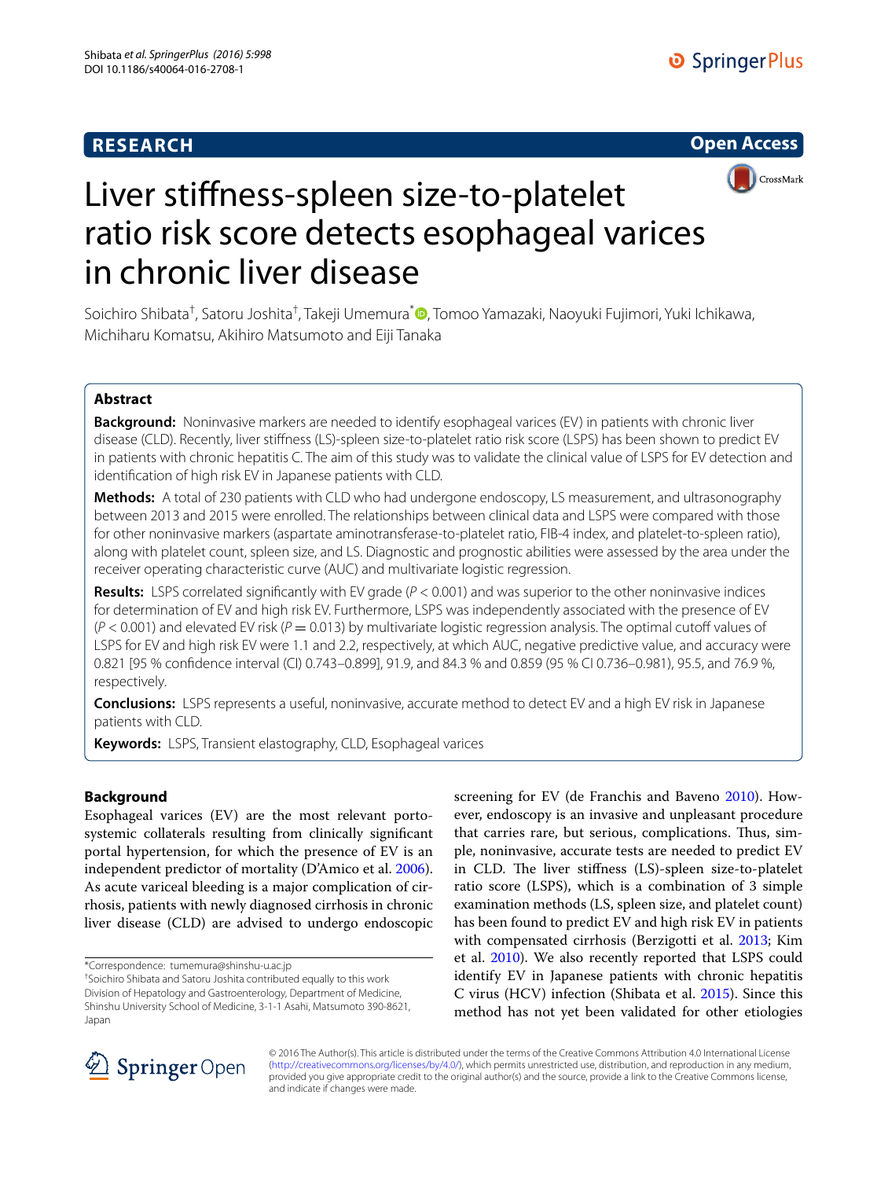**RESEARCH** **Open Access**

# Liver stiffness-spleen size-to-platelet ratio risk score detects esophageal varices in chronic liver disease

Soichiro Shibata[†], Satoru Joshita[†], Takeji Umemura[*], Tomoo Yamazaki, Naoyuki Fujimori, Yuki Ichikawa, Michiharu Komatsu, Akihiro Matsumoto and Eiji Tanaka

## Abstract

**Background:** Noninvasive markers are needed to identify esophageal varices (EV) in patients with chronic liver disease (CLD). Recently, liver stiffness (LS)-spleen size-to-platelet ratio risk score (LSPS) has been shown to predict EV in patients with chronic hepatitis C. The aim of this study was to validate the clinical value of LSPS for EV detection and identification of high risk EV in Japanese patients with CLD.

**Methods:** A total of 230 patients with CLD who had undergone endoscopy, LS measurement, and ultrasonography between 2013 and 2015 were enrolled. The relationships between clinical data and LSPS were compared with those for other noninvasive markers (aspartate aminotransferase-to-platelet ratio, FIB-4 index, and platelet-to-spleen ratio), along with platelet count, spleen size, and LS. Diagnostic and prognostic abilities were assessed by the area under the receiver operating characteristic curve (AUC) and multivariate logistic regression.

**Results:** LSPS correlated significantly with EV grade ($P < 0.001$) and was superior to the other noninvasive indices for determination of EV and high risk EV. Furthermore, LSPS was independently associated with the presence of EV ($P < 0.001$) and elevated EV risk ($P = 0.013$) by multivariate logistic regression analysis. The optimal cutoff values of LSPS for EV and high risk EV were 1.1 and 2.2, respectively, at which AUC, negative predictive value, and accuracy were 0.821 [95 % confidence interval (CI) 0.743–0.899], 91.9, and 84.3 % and 0.859 (95 % CI 0.736–0.981), 95.5, and 76.9 %, respectively.

**Conclusions:** LSPS represents a useful, noninvasive, accurate method to detect EV and a high EV risk in Japanese patients with CLD.

**Keywords:** LSPS, Transient elastography, CLD, Esophageal varices

## Background

Esophageal varices (EV) are the most relevant portosystemic collaterals resulting from clinically significant portal hypertension, for which the presence of EV is an independent predictor of mortality (D'Amico et al. 2006). As acute variceal bleeding is a major complication of cirrhosis, patients with newly diagnosed cirrhosis in chronic liver disease (CLD) are advised to undergo endoscopic screening for EV (de Franchis and Baveno 2010). However, endoscopy is an invasive and unpleasant procedure that carries rare, but serious, complications. Thus, simple, noninvasive, accurate tests are needed to predict EV in CLD. The liver stiffness (LS)-spleen size-to-platelet ratio score (LSPS), which is a combination of 3 simple examination methods (LS, spleen size, and platelet count) has been found to predict EV and high risk EV in patients with compensated cirrhosis (Berzigotti et al. 2013; Kim et al. 2010). We also recently reported that LSPS could identify EV in Japanese patients with chronic hepatitis C virus (HCV) infection (Shibata et al. 2015). Since this method has not yet been validated for other etiologies

*Correspondence: tumemura@shinshu-u.ac.jp
[†]Soichiro Shibata and Satoru Joshita contributed equally to this work
Division of Hepatology and Gastroenterology, Department of Medicine, Shinshu University School of Medicine, 3-1-1 Asahi, Matsumoto 390-8621, Japan

© 2016 The Author(s). This article is distributed under the terms of the Creative Commons Attribution 4.0 International License (http://creativecommons.org/licenses/by/4.0/), which permits unrestricted use, distribution, and reproduction in any medium, provided you give appropriate credit to the original author(s) and the source, provide a link to the Creative Commons license, and indicate if changes were made.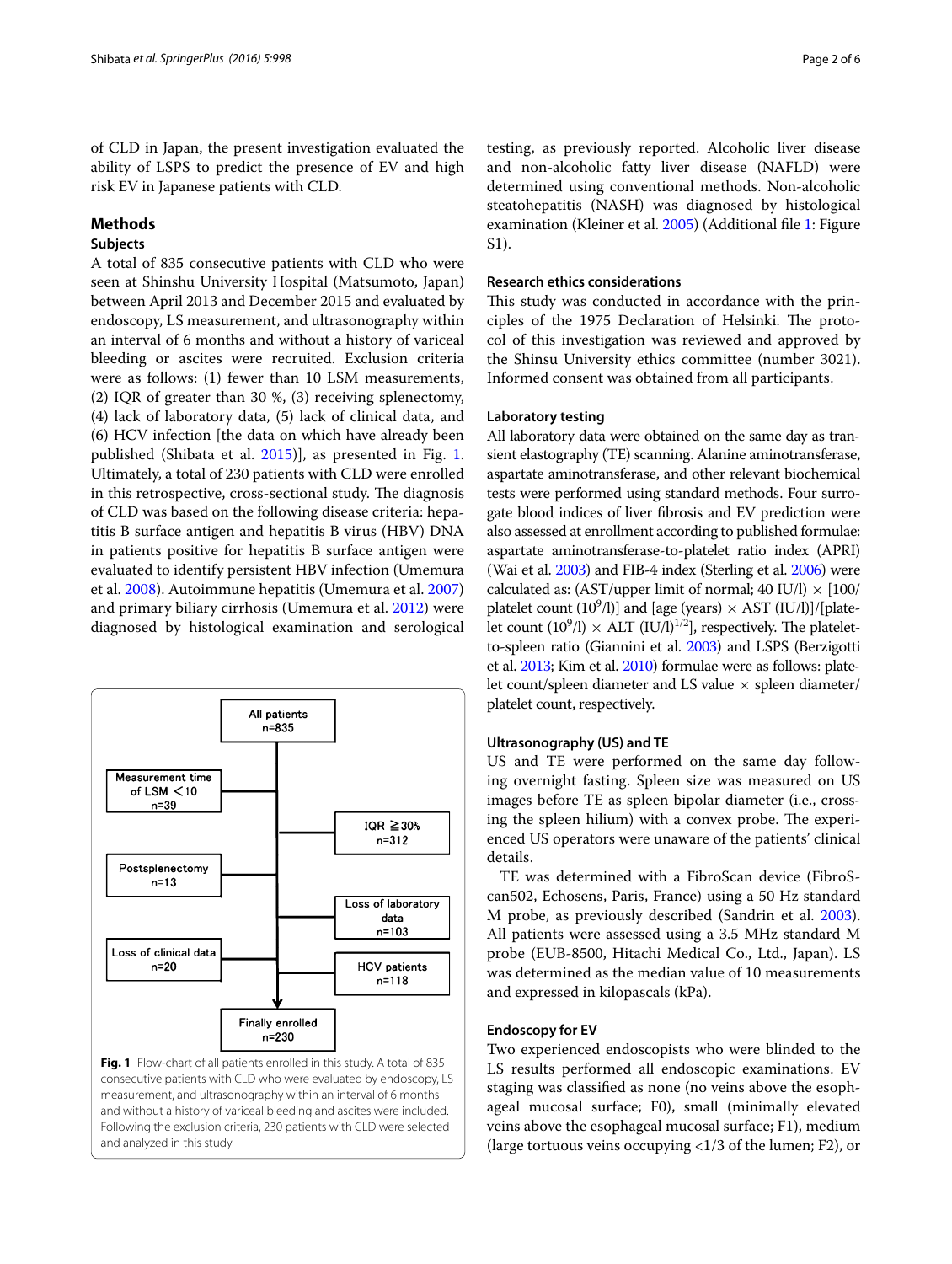of CLD in Japan, the present investigation evaluated the ability of LSPS to predict the presence of EV and high risk EV in Japanese patients with CLD.

## Methods

### Subjects

A total of 835 consecutive patients with CLD who were seen at Shinshu University Hospital (Matsumoto, Japan) between April 2013 and December 2015 and evaluated by endoscopy, LS measurement, and ultrasonography within an interval of 6 months and without a history of variceal bleeding or ascites were recruited. Exclusion criteria were as follows: (1) fewer than 10 LSM measurements, (2) IQR of greater than 30 %, (3) receiving splenectomy, (4) lack of laboratory data, (5) lack of clinical data, and (6) HCV infection [the data on which have already been published (Shibata et al. 2015)], as presented in Fig. 1. Ultimately, a total of 230 patients with CLD were enrolled in this retrospective, cross-sectional study. The diagnosis of CLD was based on the following disease criteria: hepatitis B surface antigen and hepatitis B virus (HBV) DNA in patients positive for hepatitis B surface antigen were evaluated to identify persistent HBV infection (Umemura et al. 2008). Autoimmune hepatitis (Umemura et al. 2007) and primary biliary cirrhosis (Umemura et al. 2012) were diagnosed by histological examination and serological testing, as previously reported. Alcoholic liver disease and non-alcoholic fatty liver disease (NAFLD) were determined using conventional methods. Non-alcoholic steatohepatitis (NASH) was diagnosed by histological examination (Kleiner et al. 2005) (Additional file 1: Figure S1).

All patients n=835 → Measurement time of LSM <10 n=39; IQR ≧30% n=312; Postsplenectomy n=13; Loss of laboratory data n=103; Loss of clinical data n=20; HCV patients n=118 → Finally enrolled n=230

**Fig. 1** Flow-chart of all patients enrolled in this study. A total of 835 consecutive patients with CLD who were evaluated by endoscopy, LS measurement, and ultrasonography within an interval of 6 months and without a history of variceal bleeding and ascites were included. Following the exclusion criteria, 230 patients with CLD were selected and analyzed in this study

### Research ethics considerations

This study was conducted in accordance with the principles of the 1975 Declaration of Helsinki. The protocol of this investigation was reviewed and approved by the Shinsu University ethics committee (number 3021). Informed consent was obtained from all participants.

### Laboratory testing

All laboratory data were obtained on the same day as transient elastography (TE) scanning. Alanine aminotransferase, aspartate aminotransferase, and other relevant biochemical tests were performed using standard methods. Four surrogate blood indices of liver fibrosis and EV prediction were also assessed at enrollment according to published formulae: aspartate aminotransferase-to-platelet ratio index (APRI) (Wai et al. 2003) and FIB-4 index (Sterling et al. 2006) were calculated as: (AST/upper limit of normal; 40 IU/l) × [100/platelet count ($10^9$/l)] and [age (years) × AST (IU/l)]/[platelet count ($10^9$/l) × ALT (IU/l)$^{1/2}$], respectively. The platelet-to-spleen ratio (Giannini et al. 2003) and LSPS (Berzigotti et al. 2013; Kim et al. 2010) formulae were as follows: platelet count/spleen diameter and LS value × spleen diameter/platelet count, respectively.

### Ultrasonography (US) and TE

US and TE were performed on the same day following overnight fasting. Spleen size was measured on US images before TE as spleen bipolar diameter (i.e., crossing the spleen hilium) with a convex probe. The experienced US operators were unaware of the patients' clinical details.

TE was determined with a FibroScan device (FibroScan502, Echosens, Paris, France) using a 50 Hz standard M probe, as previously described (Sandrin et al. 2003). All patients were assessed using a 3.5 MHz standard M probe (EUB-8500, Hitachi Medical Co., Ltd., Japan). LS was determined as the median value of 10 measurements and expressed in kilopascals (kPa).

### Endoscopy for EV

Two experienced endoscopists who were blinded to the LS results performed all endoscopic examinations. EV staging was classified as none (no veins above the esophageal mucosal surface; F0), small (minimally elevated veins above the esophageal mucosal surface; F1), medium (large tortuous veins occupying <1/3 of the lumen; F2), or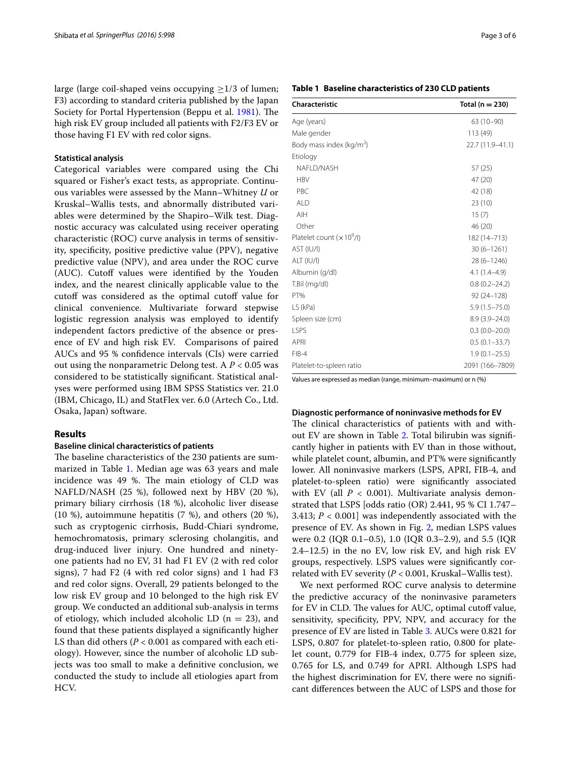large (large coil-shaped veins occupying ≥1/3 of lumen; F3) according to standard criteria published by the Japan Society for Portal Hypertension (Beppu et al. 1981). The high risk EV group included all patients with F2/F3 EV or those having F1 EV with red color signs.

### Statistical analysis

Categorical variables were compared using the Chi squared or Fisher's exact tests, as appropriate. Continuous variables were assessed by the Mann–Whitney *U* or Kruskal–Wallis tests, and abnormally distributed variables were determined by the Shapiro–Wilk test. Diagnostic accuracy was calculated using receiver operating characteristic (ROC) curve analysis in terms of sensitivity, specificity, positive predictive value (PPV), negative predictive value (NPV), and area under the ROC curve (AUC). Cutoff values were identified by the Youden index, and the nearest clinically applicable value to the cutoff was considered as the optimal cutoff value for clinical convenience. Multivariate forward stepwise logistic regression analysis was employed to identify independent factors predictive of the absence or presence of EV and high risk EV. Comparisons of paired AUCs and 95 % confidence intervals (CIs) were carried out using the nonparametric Delong test. A $P < 0.05$ was considered to be statistically significant. Statistical analyses were performed using IBM SPSS Statistics ver. 21.0 (IBM, Chicago, IL) and StatFlex ver. 6.0 (Artech Co., Ltd. Osaka, Japan) software.

## Results

### Baseline clinical characteristics of patients

The baseline characteristics of the 230 patients are summarized in Table 1. Median age was 63 years and male incidence was 49 %. The main etiology of CLD was NAFLD/NASH (25 %), followed next by HBV (20 %), primary biliary cirrhosis (18 %), alcoholic liver disease (10 %), autoimmune hepatitis (7 %), and others (20 %), such as cryptogenic cirrhosis, Budd-Chiari syndrome, hemochromatosis, primary sclerosing cholangitis, and drug-induced liver injury. One hundred and ninety-one patients had no EV, 31 had F1 EV (2 with red color signs), 7 had F2 (4 with red color signs) and 1 had F3 and red color signs. Overall, 29 patients belonged to the low risk EV group and 10 belonged to the high risk EV group. We conducted an additional sub-analysis in terms of etiology, which included alcoholic LD (n = 23), and found that these patients displayed a significantly higher LS than did others ($P < 0.001$ as compared with each etiology). However, since the number of alcoholic LD subjects was too small to make a definitive conclusion, we conducted the study to include all etiologies apart from HCV.

**Table 1 Baseline characteristics of 230 CLD patients**

| Characteristic | Total (n = 230) |
|---|---|
| Age (years) | 63 (10–90) |
| Male gender | 113 (49) |
| Body mass index (kg/m$^2$) | 22.7 (11.9–41.1) |
| Etiology | |
| NAFLD/NASH | 57 (25) |
| HBV | 47 (20) |
| PBC | 42 (18) |
| ALD | 23 (10) |
| AIH | 15 (7) |
| Other | 46 (20) |
| Platelet count ($\times 10^9$/l) | 182 (14–713) |
| AST (IU/l) | 30 (6–1261) |
| ALT (IU/l) | 28 (6–1246) |
| Albumin (g/dl) | 4.1 (1.4–4.9) |
| T.Bil (mg/dl) | 0.8 (0.2–24.2) |
| PT% | 92 (24–128) |
| LS (kPa) | 5.9 (1.5–75.0) |
| Spleen size (cm) | 8.9 (3.9–24.0) |
| LSPS | 0.3 (0.0–20.0) |
| APRI | 0.5 (0.1–33.7) |
| FIB-4 | 1.9 (0.1–25.5) |
| Platelet-to-spleen ratio | 2091 (166–7809) |

Values are expressed as median (range, minimum–maximum) or n (%)

### Diagnostic performance of noninvasive methods for EV

The clinical characteristics of patients with and without EV are shown in Table 2. Total bilirubin was significantly higher in patients with EV than in those without, while platelet count, albumin, and PT% were significantly lower. All noninvasive markers (LSPS, APRI, FIB-4, and platelet-to-spleen ratio) were significantly associated with EV (all $P < 0.001$). Multivariate analysis demonstrated that LSPS [odds ratio (OR) 2.441, 95 % CI 1.747–3.413; $P < 0.001$] was independently associated with the presence of EV. As shown in Fig. 2, median LSPS values were 0.2 (IQR 0.1–0.5), 1.0 (IQR 0.3–2.9), and 5.5 (IQR 2.4–12.5) in the no EV, low risk EV, and high risk EV groups, respectively. LSPS values were significantly correlated with EV severity ($P < 0.001$, Kruskal–Wallis test).

We next performed ROC curve analysis to determine the predictive accuracy of the noninvasive parameters for EV in CLD. The values for AUC, optimal cutoff value, sensitivity, specificity, PPV, NPV, and accuracy for the presence of EV are listed in Table 3. AUCs were 0.821 for LSPS, 0.807 for platelet-to-spleen ratio, 0.800 for platelet count, 0.779 for FIB-4 index, 0.775 for spleen size, 0.765 for LS, and 0.749 for APRI. Although LSPS had the highest discrimination for EV, there were no significant differences between the AUC of LSPS and those for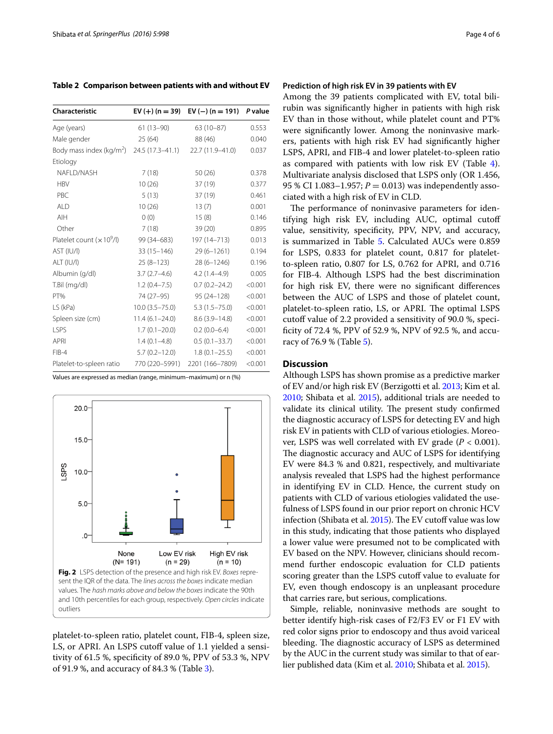**Table 2 Comparison between patients with and without EV**

| Characteristic | EV (+) (n = 39) | EV (−) (n = 191) | P value |
|---|---|---|---|
| Age (years) | 61 (13–90) | 63 (10–87) | 0.553 |
| Male gender | 25 (64) | 88 (46) | 0.040 |
| Body mass index (kg/m$^2$) | 24.5 (17.3–41.1) | 22.7 (11.9–41.0) | 0.037 |
| Etiology | | | |
| NAFLD/NASH | 7 (18) | 50 (26) | 0.378 |
| HBV | 10 (26) | 37 (19) | 0.377 |
| PBC | 5 (13) | 37 (19) | 0.461 |
| ALD | 10 (26) | 13 (7) | 0.001 |
| AIH | 0 (0) | 15 (8) | 0.146 |
| Other | 7 (18) | 39 (20) | 0.895 |
| Platelet count ($\times 10^9$/l) | 99 (34–683) | 197 (14–713) | 0.013 |
| AST (IU/l) | 33 (15–146) | 29 (6–1261) | 0.194 |
| ALT (IU/l) | 25 (8–123) | 28 (6–1246) | 0.196 |
| Albumin (g/dl) | 3.7 (2.7–4.6) | 4.2 (1.4–4.9) | 0.005 |
| T.Bil (mg/dl) | 1.2 (0.4–7.5) | 0.7 (0.2–24.2) | <0.001 |
| PT% | 74 (27–95) | 95 (24–128) | <0.001 |
| LS (kPa) | 10.0 (3.5–75.0) | 5.3 (1.5–75.0) | <0.001 |
| Spleen size (cm) | 11.4 (6.1–24.0) | 8.6 (3.9–14.8) | <0.001 |
| LSPS | 1.7 (0.1–20.0) | 0.2 (0.0–6.4) | <0.001 |
| APRI | 1.4 (0.1–4.8) | 0.5 (0.1–33.7) | <0.001 |
| FIB-4 | 5.7 (0.2–12.0) | 1.8 (0.1–25.5) | <0.001 |
| Platelet-to-spleen ratio | 770 (220–5991) | 2201 (166–7809) | <0.001 |

Values are expressed as median (range, minimum–maximum) or n (%)

**Fig. 2** LSPS detection of the presence and high risk EV. *Boxes* represent the IQR of the data. The *lines across the boxes* indicate median values. The *hash marks above and below the boxes* indicate the 90th and 10th percentiles for each group, respectively. *Open circles* indicate outliers

platelet-to-spleen ratio, platelet count, FIB-4, spleen size, LS, or APRI. An LSPS cutoff value of 1.1 yielded a sensitivity of 61.5 %, specificity of 89.0 %, PPV of 53.3 %, NPV of 91.9 %, and accuracy of 84.3 % (Table 3).

### Prediction of high risk EV in 39 patients with EV

Among the 39 patients complicated with EV, total bilirubin was significantly higher in patients with high risk EV than in those without, while platelet count and PT% were significantly lower. Among the noninvasive markers, patients with high risk EV had significantly higher LSPS, APRI, and FIB-4 and lower platelet-to-spleen ratio as compared with patients with low risk EV (Table 4). Multivariate analysis disclosed that LSPS only (OR 1.456, 95 % CI 1.083–1.957; $P = 0.013$) was independently associated with a high risk of EV in CLD.

The performance of noninvasive parameters for identifying high risk EV, including AUC, optimal cutoff value, sensitivity, specificity, PPV, NPV, and accuracy, is summarized in Table 5. Calculated AUCs were 0.859 for LSPS, 0.833 for platelet count, 0.817 for platelet-to-spleen ratio, 0.807 for LS, 0.762 for APRI, and 0.716 for FIB-4. Although LSPS had the best discrimination for high risk EV, there were no significant differences between the AUC of LSPS and those of platelet count, platelet-to-spleen ratio, LS, or APRI. The optimal LSPS cutoff value of 2.2 provided a sensitivity of 90.0 %, specificity of 72.4 %, PPV of 52.9 %, NPV of 92.5 %, and accuracy of 76.9 % (Table 5).

## Discussion

Although LSPS has shown promise as a predictive marker of EV and/or high risk EV (Berzigotti et al. 2013; Kim et al. 2010; Shibata et al. 2015), additional trials are needed to validate its clinical utility. The present study confirmed the diagnostic accuracy of LSPS for detecting EV and high risk EV in patients with CLD of various etiologies. Moreover, LSPS was well correlated with EV grade ($P < 0.001$). The diagnostic accuracy and AUC of LSPS for identifying EV were 84.3 % and 0.821, respectively, and multivariate analysis revealed that LSPS had the highest performance in identifying EV in CLD. Hence, the current study on patients with CLD of various etiologies validated the usefulness of LSPS found in our prior report on chronic HCV infection (Shibata et al. 2015). The EV cutoff value was low in this study, indicating that those patients who displayed a lower value were presumed not to be complicated with EV based on the NPV. However, clinicians should recommend further endoscopic evaluation for CLD patients scoring greater than the LSPS cutoff value to evaluate for EV, even though endoscopy is an unpleasant procedure that carries rare, but serious, complications.

Simple, reliable, noninvasive methods are sought to better identify high-risk cases of F2/F3 EV or F1 EV with red color signs prior to endoscopy and thus avoid variceal bleeding. The diagnostic accuracy of LSPS as determined by the AUC in the current study was similar to that of earlier published data (Kim et al. 2010; Shibata et al. 2015).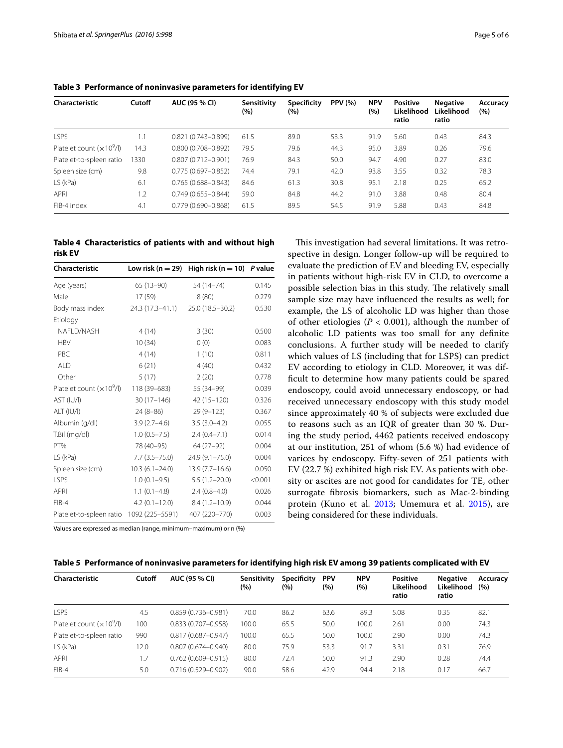**Table 3 Performance of noninvasive parameters for identifying EV**

| Characteristic | Cutoff | AUC (95 % CI) | Sensitivity (%) | Specificity (%) | PPV (%) | NPV (%) | Positive Likelihood ratio | Negative Likelihood ratio | Accuracy (%) |
|---|---|---|---|---|---|---|---|---|---|
| LSPS | 1.1 | 0.821 (0.743–0.899) | 61.5 | 89.0 | 53.3 | 91.9 | 5.60 | 0.43 | 84.3 |
| Platelet count ($\times 10^9$/l) | 14.3 | 0.800 (0.708–0.892) | 79.5 | 79.6 | 44.3 | 95.0 | 3.89 | 0.26 | 79.6 |
| Platelet-to-spleen ratio | 1330 | 0.807 (0.712–0.901) | 76.9 | 84.3 | 50.0 | 94.7 | 4.90 | 0.27 | 83.0 |
| Spleen size (cm) | 9.8 | 0.775 (0.697–0.852) | 74.4 | 79.1 | 42.0 | 93.8 | 3.55 | 0.32 | 78.3 |
| LS (kPa) | 6.1 | 0.765 (0.688–0.843) | 84.6 | 61.3 | 30.8 | 95.1 | 2.18 | 0.25 | 65.2 |
| APRI | 1.2 | 0.749 (0.655–0.844) | 59.0 | 84.8 | 44.2 | 91.0 | 3.88 | 0.48 | 80.4 |
| FIB-4 index | 4.1 | 0.779 (0.690–0.868) | 61.5 | 89.5 | 54.5 | 91.9 | 5.88 | 0.43 | 84.8 |

**Table 4 Characteristics of patients with and without high risk EV**

| Characteristic | Low risk (n = 29) | High risk (n = 10) | P value |
|---|---|---|---|
| Age (years) | 65 (13–90) | 54 (14–74) | 0.145 |
| Male | 17 (59) | 8 (80) | 0.279 |
| Body mass index | 24.3 (17.3–41.1) | 25.0 (18.5–30.2) | 0.530 |
| Etiology | | | |
| NAFLD/NASH | 4 (14) | 3 (30) | 0.500 |
| HBV | 10 (34) | 0 (0) | 0.083 |
| PBC | 4 (14) | 1 (10) | 0.811 |
| ALD | 6 (21) | 4 (40) | 0.432 |
| Other | 5 (17) | 2 (20) | 0.778 |
| Platelet count ($\times 10^9$/l) | 118 (39–683) | 55 (34–99) | 0.039 |
| AST (IU/l) | 30 (17–146) | 42 (15–120) | 0.326 |
| ALT (IU/l) | 24 (8–86) | 29 (9–123) | 0.367 |
| Albumin (g/dl) | 3.9 (2.7–4.6) | 3.5 (3.0–4.2) | 0.055 |
| T.Bil (mg/dl) | 1.0 (0.5–7.5) | 2.4 (0.4–7.1) | 0.014 |
| PT% | 78 (40–95) | 64 (27–92) | 0.004 |
| LS (kPa) | 7.7 (3.5–75.0) | 24.9 (9.1–75.0) | 0.004 |
| Spleen size (cm) | 10.3 (6.1–24.0) | 13.9 (7.7–16.6) | 0.050 |
| LSPS | 1.0 (0.1–9.5) | 5.5 (1.2–20.0) | <0.001 |
| APRI | 1.1 (0.1–4.8) | 2.4 (0.8–4.0) | 0.026 |
| FIB-4 | 4.2 (0.1–12.0) | 8.4 (1.2–10.9) | 0.044 |
| Platelet-to-spleen ratio | 1092 (225–5591) | 407 (220–770) | 0.003 |

Values are expressed as median (range, minimum–maximum) or n (%)

This investigation had several limitations. It was retrospective in design. Longer follow-up will be required to evaluate the prediction of EV and bleeding EV, especially in patients without high-risk EV in CLD, to overcome a possible selection bias in this study. The relatively small sample size may have influenced the results as well; for example, the LS of alcoholic LD was higher than those of other etiologies ($P < 0.001$), although the number of alcoholic LD patients was too small for any definite conclusions. A further study will be needed to clarify which values of LS (including that for LSPS) can predict EV according to etiology in CLD. Moreover, it was difficult to determine how many patients could be spared endoscopy, could avoid unnecessary endoscopy, or had received unnecessary endoscopy with this study model since approximately 40 % of subjects were excluded due to reasons such as an IQR of greater than 30 %. During the study period, 4462 patients received endoscopy at our institution, 251 of whom (5.6 %) had evidence of varices by endoscopy. Fifty-seven of 251 patients with EV (22.7 %) exhibited high risk EV. As patients with obesity or ascites are not good for candidates for TE, other surrogate fibrosis biomarkers, such as Mac-2-binding protein (Kuno et al. 2013; Umemura et al. 2015), are being considered for these individuals.

**Table 5 Performance of noninvasive parameters for identifying high risk EV among 39 patients complicated with EV**

| Characteristic | Cutoff | AUC (95 % CI) | Sensitivity (%) | Specificity (%) | PPV (%) | NPV (%) | Positive Likelihood ratio | Negative Likelihood ratio | Accuracy (%) |
|---|---|---|---|---|---|---|---|---|---|
| LSPS | 4.5 | 0.859 (0.736–0.981) | 70.0 | 86.2 | 63.6 | 89.3 | 5.08 | 0.35 | 82.1 |
| Platelet count ($\times 10^9$/l) | 100 | 0.833 (0.707–0.958) | 100.0 | 65.5 | 50.0 | 100.0 | 2.61 | 0.00 | 74.3 |
| Platelet-to-spleen ratio | 990 | 0.817 (0.687–0.947) | 100.0 | 65.5 | 50.0 | 100.0 | 2.90 | 0.00 | 74.3 |
| LS (kPa) | 12.0 | 0.807 (0.674–0.940) | 80.0 | 75.9 | 53.3 | 91.7 | 3.31 | 0.31 | 76.9 |
| APRI | 1.7 | 0.762 (0.609–0.915) | 80.0 | 72.4 | 50.0 | 91.3 | 2.90 | 0.28 | 74.4 |
| FIB-4 | 5.0 | 0.716 (0.529–0.902) | 90.0 | 58.6 | 42.9 | 94.4 | 2.18 | 0.17 | 66.7 |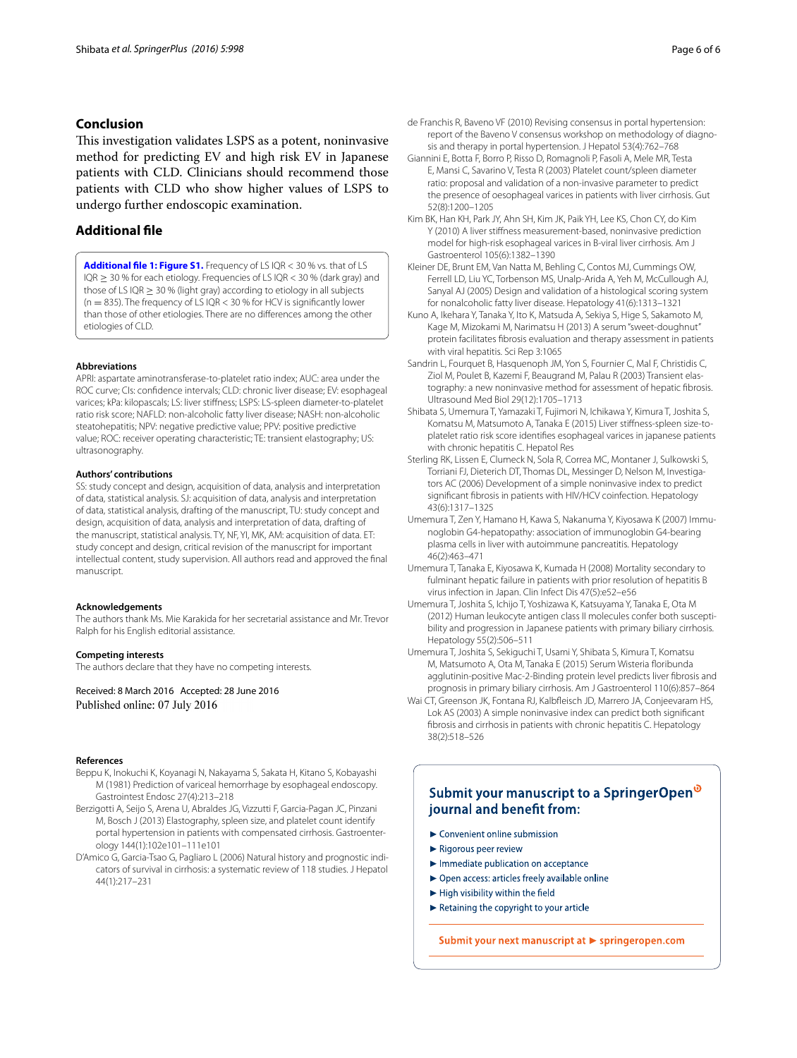## Conclusion

This investigation validates LSPS as a potent, noninvasive method for predicting EV and high risk EV in Japanese patients with CLD. Clinicians should recommend those patients with CLD who show higher values of LSPS to undergo further endoscopic examination.

## Additional file

**Additional file 1: Figure S1.** Frequency of LS IQR < 30 % vs. that of LS IQR ≥ 30 % for each etiology. Frequencies of LS IQR < 30 % (dark gray) and those of LS IQR ≥ 30 % (light gray) according to etiology in all subjects (n = 835). The frequency of LS IQR < 30 % for HCV is significantly lower than those of other etiologies. There are no differences among the other etiologies of CLD.

#### Abbreviations

APRI: aspartate aminotransferase-to-platelet ratio index; AUC: area under the ROC curve; CIs: confidence intervals; CLD: chronic liver disease; EV: esophageal varices; kPa: kilopascals; LS: liver stiffness; LSPS: LS-spleen diameter-to-platelet ratio risk score; NAFLD: non-alcoholic fatty liver disease; NASH: non-alcoholic steatohepatitis; NPV: negative predictive value; PPV: positive predictive value; ROC: receiver operating characteristic; TE: transient elastography; US: ultrasonography.

#### Authors' contributions

SS: study concept and design, acquisition of data, analysis and interpretation of data, statistical analysis. SJ: acquisition of data, analysis and interpretation of data, statistical analysis, drafting of the manuscript, TU: study concept and design, acquisition of data, analysis and interpretation of data, drafting of the manuscript, statistical analysis. TY, NF, YI, MK, AM: acquisition of data. ET: study concept and design, critical revision of the manuscript for important intellectual content, study supervision. All authors read and approved the final manuscript.

#### Acknowledgements

The authors thank Ms. Mie Karakida for her secretarial assistance and Mr. Trevor Ralph for his English editorial assistance.

#### Competing interests

The authors declare that they have no competing interests.

Received: 8 March 2016 Accepted: 28 June 2016
Published online: 07 July 2016

#### References

Beppu K, Inokuchi K, Koyanagi N, Nakayama S, Sakata H, Kitano S, Kobayashi M (1981) Prediction of variceal hemorrhage by esophageal endoscopy. Gastrointest Endosc 27(4):213–218

Berzigotti A, Seijo S, Arena U, Abraldes JG, Vizzutti F, Garcia-Pagan JC, Pinzani M, Bosch J (2013) Elastography, spleen size, and platelet count identify portal hypertension in patients with compensated cirrhosis. Gastroenterology 144(1):102e101–111e101

D'Amico G, Garcia-Tsao G, Pagliaro L (2006) Natural history and prognostic indicators of survival in cirrhosis: a systematic review of 118 studies. J Hepatol 44(1):217–231

de Franchis R, Baveno VF (2010) Revising consensus in portal hypertension: report of the Baveno V consensus workshop on methodology of diagnosis and therapy in portal hypertension. J Hepatol 53(4):762–768

Giannini E, Botta F, Borro P, Risso D, Romagnoli P, Fasoli A, Mele MR, Testa E, Mansi C, Savarino V, Testa R (2003) Platelet count/spleen diameter ratio: proposal and validation of a non-invasive parameter to predict the presence of oesophageal varices in patients with liver cirrhosis. Gut 52(8):1200–1205

Kim BK, Han KH, Park JY, Ahn SH, Kim JK, Paik YH, Lee KS, Chon CY, do Kim Y (2010) A liver stiffness measurement-based, noninvasive prediction model for high-risk esophageal varices in B-viral liver cirrhosis. Am J Gastroenterol 105(6):1382–1390

Kleiner DE, Brunt EM, Van Natta M, Behling C, Contos MJ, Cummings OW, Ferrell LD, Liu YC, Torbenson MS, Unalp-Arida A, Yeh M, McCullough AJ, Sanyal AJ (2005) Design and validation of a histological scoring system for nonalcoholic fatty liver disease. Hepatology 41(6):1313–1321

Kuno A, Ikehara Y, Tanaka Y, Ito K, Matsuda A, Sekiya S, Hige S, Sakamoto M, Kage M, Mizokami M, Narimatsu H (2013) A serum "sweet-doughnut" protein facilitates fibrosis evaluation and therapy assessment in patients with viral hepatitis. Sci Rep 3:1065

Sandrin L, Fourquet B, Hasquenoph JM, Yon S, Fournier C, Mal F, Christidis C, Ziol M, Poulet B, Kazemi F, Beaugrand M, Palau R (2003) Transient elastography: a new noninvasive method for assessment of hepatic fibrosis. Ultrasound Med Biol 29(12):1705–1713

Shibata S, Umemura T, Yamazaki T, Fujimori N, Ichikawa Y, Kimura T, Joshita S, Komatsu M, Matsumoto A, Tanaka E (2015) Liver stiffness-spleen size-to-platelet ratio risk score identifies esophageal varices in japanese patients with chronic hepatitis C. Hepatol Res

Sterling RK, Lissen E, Clumeck N, Sola R, Correa MC, Montaner J, Sulkowski S, Torriani FJ, Dieterich DT, Thomas DL, Messinger D, Nelson M, Investigators AC (2006) Development of a simple noninvasive index to predict significant fibrosis in patients with HIV/HCV coinfection. Hepatology 43(6):1317–1325

Umemura T, Zen Y, Hamano H, Kawa S, Nakanuma Y, Kiyosawa K (2007) Immunoglobin G4-hepatopathy: association of immunoglobin G4-bearing plasma cells in liver with autoimmune pancreatitis. Hepatology 46(2):463–471

Umemura T, Tanaka E, Kiyosawa K, Kumada H (2008) Mortality secondary to fulminant hepatic failure in patients with prior resolution of hepatitis B virus infection in Japan. Clin Infect Dis 47(5):e52–e56

Umemura T, Joshita S, Ichijo T, Yoshizawa K, Katsuyama Y, Tanaka E, Ota M (2012) Human leukocyte antigen class II molecules confer both susceptibility and progression in Japanese patients with primary biliary cirrhosis. Hepatology 55(2):506–511

Umemura T, Joshita S, Sekiguchi T, Usami Y, Shibata S, Kimura T, Komatsu M, Matsumoto A, Ota M, Tanaka E (2015) Serum Wisteria floribunda agglutinin-positive Mac-2-Binding protein level predicts liver fibrosis and prognosis in primary biliary cirrhosis. Am J Gastroenterol 110(6):857–864

Wai CT, Greenson JK, Fontana RJ, Kalbfleisch JD, Marrero JA, Conjeevaram HS, Lok AS (2003) A simple noninvasive index can predict both significant fibrosis and cirrhosis in patients with chronic hepatitis C. Hepatology 38(2):518–526

**Submit your manuscript to a SpringerOpen journal and benefit from:**

- ► Convenient online submission
- ► Rigorous peer review
- ► Immediate publication on acceptance
- ► Open access: articles freely available online
- ► High visibility within the field
- ► Retaining the copyright to your article

**Submit your next manuscript at ► springeropen.com**